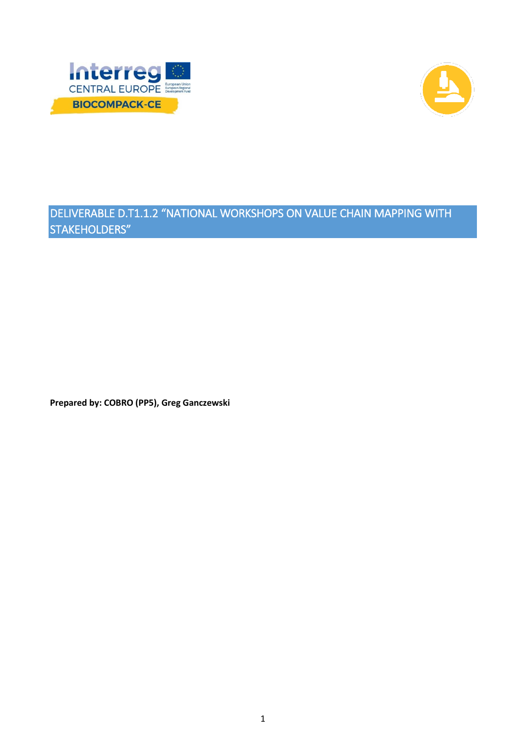# DELIVERABLE D.T1.1.2 "NATIONAL WORKSHOPS ON VALUE CHAIN MAPPING WITH STAKEHOLDERS"

**Prepared by: COBRO (PP5), Greg Ganczewski**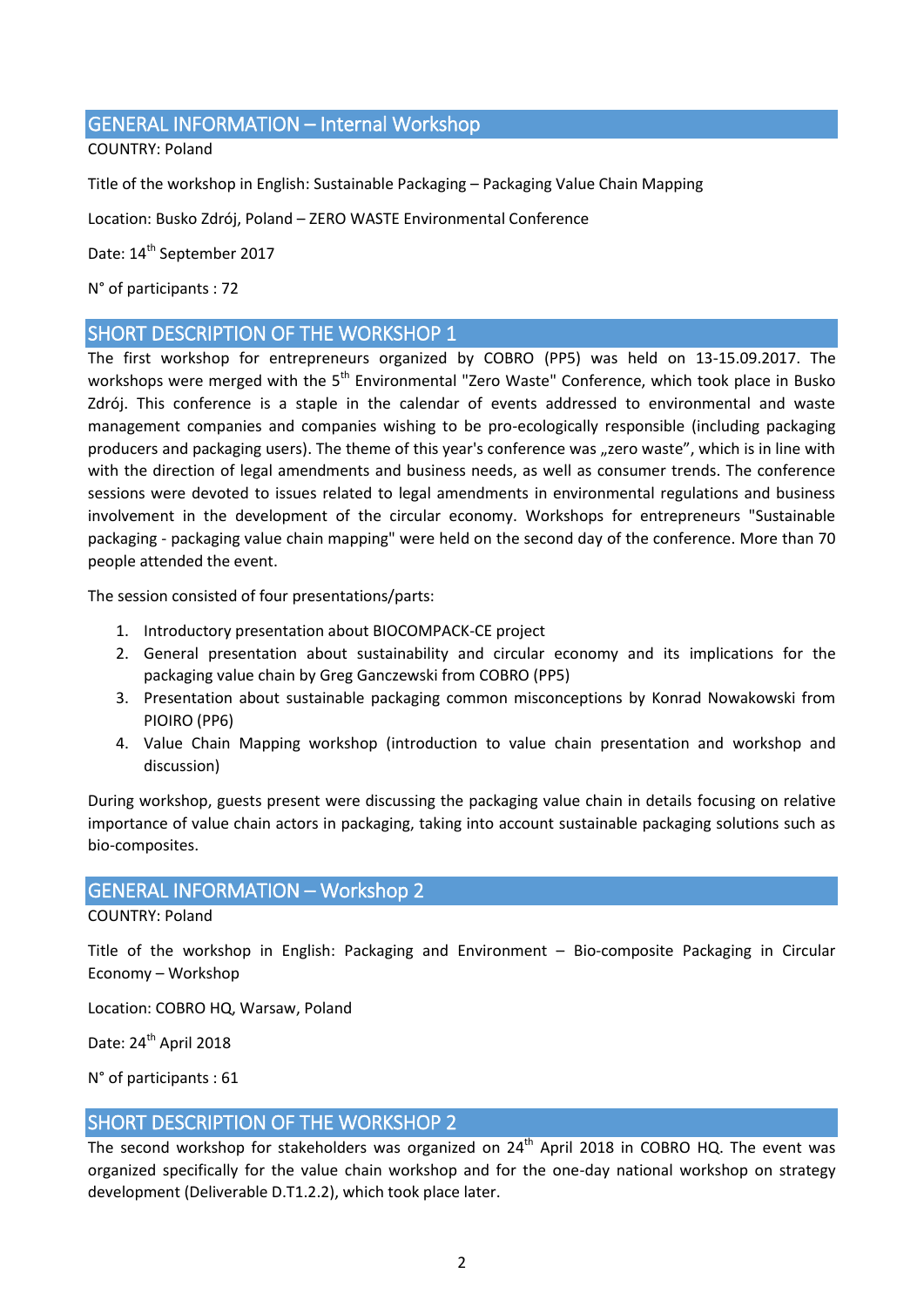## GENERAL INFORMATION – Internal Workshop

COUNTRY: Poland

Title of the workshop in English: Sustainable Packaging – Packaging Value Chain Mapping

Location: Busko Zdrój, Poland – ZERO WASTE Environmental Conference

Date: 14th September 2017

N° of participants : 72

## SHORT DESCRIPTION OF THE WORKSHOP 1

The first workshop for entrepreneurs organized by COBRO (PP5) was held on 13-15.09.2017. The workshops were merged with the 5th Environmental "Zero Waste" Conference, which took place in Busko Zdrój. This conference is a staple in the calendar of events addressed to environmental and waste management companies and companies wishing to be pro-ecologically responsible (including packaging producers and packaging users). The theme of this year's conference was „zero waste", which is in line with with the direction of legal amendments and business needs, as well as consumer trends. The conference sessions were devoted to issues related to legal amendments in environmental regulations and business involvement in the development of the circular economy. Workshops for entrepreneurs "Sustainable packaging - packaging value chain mapping" were held on the second day of the conference. More than 70 people attended the event.

The session consisted of four presentations/parts:

1. Introductory presentation about BIOCOMPACK-CE project
2. General presentation about sustainability and circular economy and its implications for the packaging value chain by Greg Ganczewski from COBRO (PP5)
3. Presentation about sustainable packaging common misconceptions by Konrad Nowakowski from PIOIRO (PP6)
4. Value Chain Mapping workshop (introduction to value chain presentation and workshop and discussion)

During workshop, guests present were discussing the packaging value chain in details focusing on relative importance of value chain actors in packaging, taking into account sustainable packaging solutions such as bio-composites.

## GENERAL INFORMATION – Workshop 2

COUNTRY: Poland

Title of the workshop in English: Packaging and Environment – Bio-composite Packaging in Circular Economy – Workshop

Location: COBRO HQ, Warsaw, Poland

Date: 24th April 2018

N° of participants : 61

## SHORT DESCRIPTION OF THE WORKSHOP 2

The second workshop for stakeholders was organized on 24th April 2018 in COBRO HQ. The event was organized specifically for the value chain workshop and for the one-day national workshop on strategy development (Deliverable D.T1.2.2), which took place later.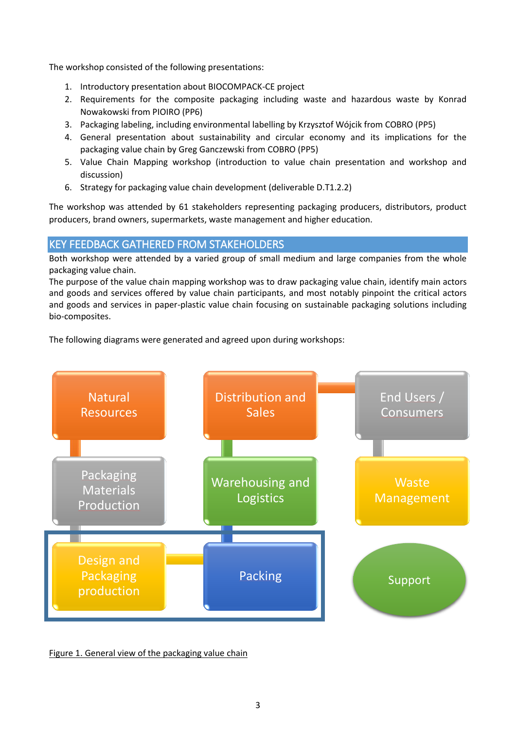The workshop consisted of the following presentations:

1. Introductory presentation about BIOCOMPACK-CE project
2. Requirements for the composite packaging including waste and hazardous waste by Konrad Nowakowski from PIOIRO (PP6)
3. Packaging labeling, including environmental labelling by Krzysztof Wójcik from COBRO (PP5)
4. General presentation about sustainability and circular economy and its implications for the packaging value chain by Greg Ganczewski from COBRO (PP5)
5. Value Chain Mapping workshop (introduction to value chain presentation and workshop and discussion)
6. Strategy for packaging value chain development (deliverable D.T1.2.2)

The workshop was attended by 61 stakeholders representing packaging producers, distributors, product producers, brand owners, supermarkets, waste management and higher education.

## KEY FEEDBACK GATHERED FROM STAKEHOLDERS

Both workshop were attended by a varied group of small medium and large companies from the whole packaging value chain.

The purpose of the value chain mapping workshop was to draw packaging value chain, identify main actors and goods and services offered by value chain participants, and most notably pinpoint the critical actors and goods and services in paper-plastic value chain focusing on sustainable packaging solutions including bio-composites.

The following diagrams were generated and agreed upon during workshops:

Figure 1. General view of the packaging value chain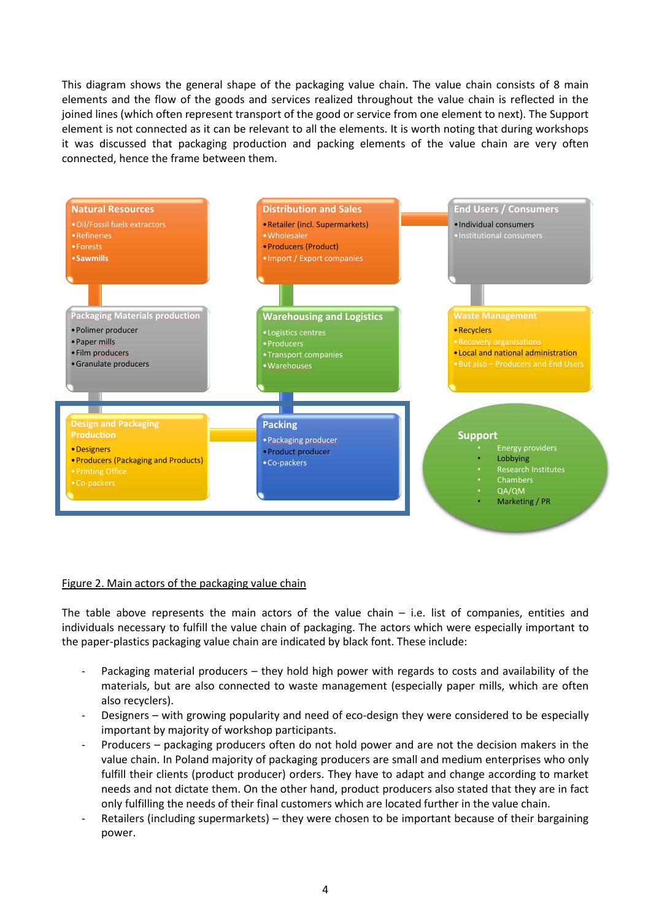This diagram shows the general shape of the packaging value chain. The value chain consists of 8 main elements and the flow of the goods and services realized throughout the value chain is reflected in the joined lines (which often represent transport of the good or service from one element to next). The Support element is not connected as it can be relevant to all the elements. It is worth noting that during workshops it was discussed that packaging production and packing elements of the value chain are very often connected, hence the frame between them.

**Natural Resources**
- Oil/Fossil fuels extractors
- Refineries
- Forests
- Sawmills

**Distribution and Sales**
- Retailer (incl. Supermarkets)
- Wholesaler
- Producers (Product)
- Import / Export companies

**End Users / Consumers**
- Individual consumers
- Institutional consumers

**Packaging Materials production**
- Polimer producer
- Paper mills
- Film producers
- Granulate producers

**Warehousing and Logistics**
- Logistics centres
- Producers
- Transport companies
- Warehouses

**Waste Management**
- Recyclers
- Recovery organisations
- Local and national administration
- But also – Producers and End Users

**Design and Packaging Production**
- Designers
- Producers (Packaging and Products)
- Printing Office
- Co-packers

**Packing**
- Packaging producer
- Product producer
- Co-packers

**Support**
- Energy providers
- Lobbying
- Research Institutes
- Chambers
- QA/QM
- Marketing / PR

Figure 2. Main actors of the packaging value chain

The table above represents the main actors of the value chain – i.e. list of companies, entities and individuals necessary to fulfill the value chain of packaging. The actors which were especially important to the paper-plastics packaging value chain are indicated by black font. These include:

- Packaging material producers – they hold high power with regards to costs and availability of the materials, but are also connected to waste management (especially paper mills, which are often also recyclers).
- Designers – with growing popularity and need of eco-design they were considered to be especially important by majority of workshop participants.
- Producers – packaging producers often do not hold power and are not the decision makers in the value chain. In Poland majority of packaging producers are small and medium enterprises who only fulfill their clients (product producer) orders. They have to adapt and change according to market needs and not dictate them. On the other hand, product producers also stated that they are in fact only fulfilling the needs of their final customers which are located further in the value chain.
- Retailers (including supermarkets) – they were chosen to be important because of their bargaining power.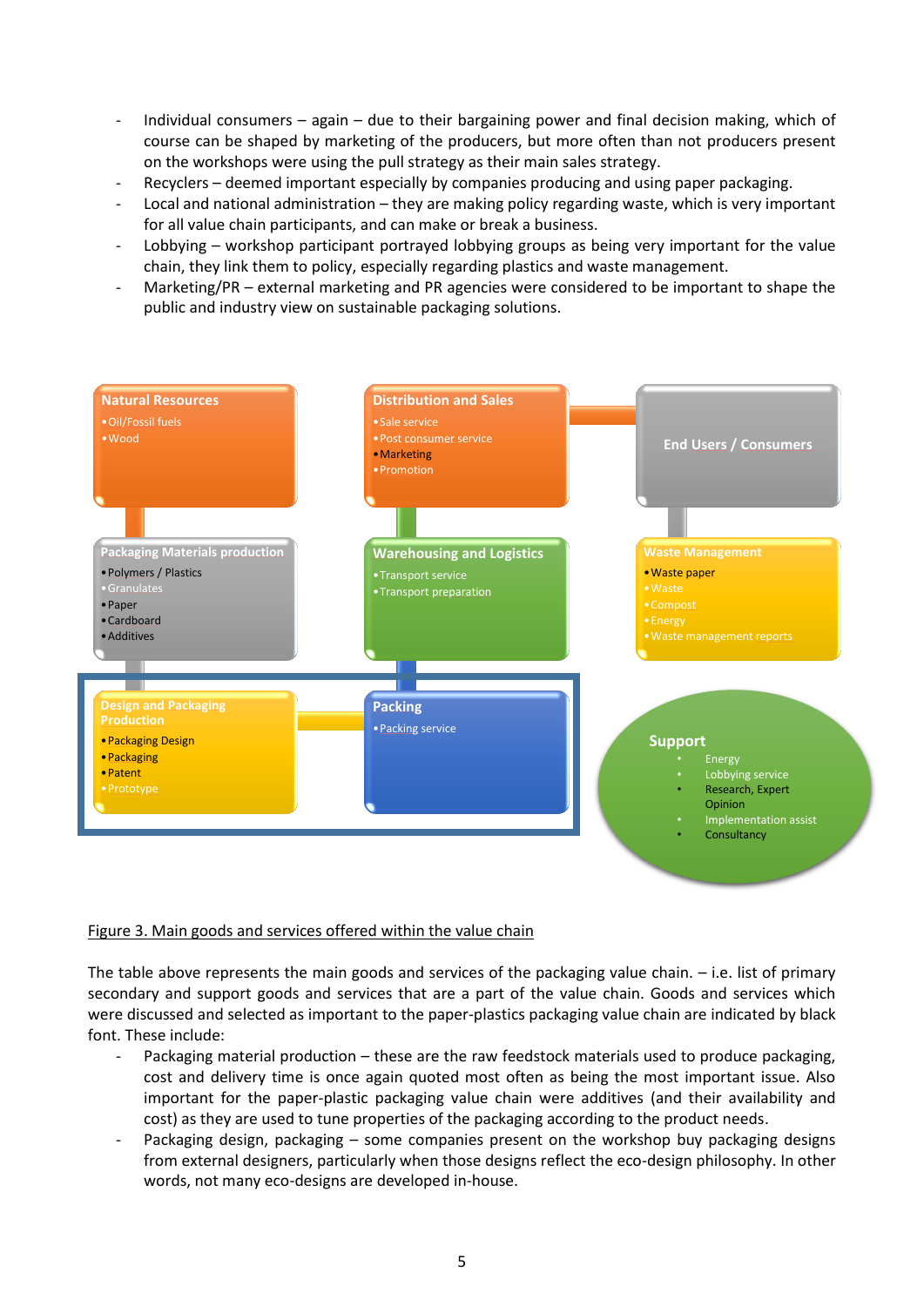- Individual consumers – again – due to their bargaining power and final decision making, which of course can be shaped by marketing of the producers, but more often than not producers present on the workshops were using the pull strategy as their main sales strategy.
- Recyclers – deemed important especially by companies producing and using paper packaging.
- Local and national administration – they are making policy regarding waste, which is very important for all value chain participants, and can make or break a business.
- Lobbying – workshop participant portrayed lobbying groups as being very important for the value chain, they link them to policy, especially regarding plastics and waste management.
- Marketing/PR – external marketing and PR agencies were considered to be important to shape the public and industry view on sustainable packaging solutions.

**Natural Resources**
- Oil/Fossil fuels
- Wood

**Distribution and Sales**
- Sale service
- Post consumer service
- Marketing
- Promotion

**End Users / Consumers**

**Packaging Materials production**
- Polymers / Plastics
- Granulates
- Paper
- Cardboard
- Additives

**Warehousing and Logistics**
- Transport service
- Transport preparation

**Waste Management**
- Waste paper
- Waste
- Compost
- Energy
- Waste management reports

**Design and Packaging Production**
- Packaging Design
- Packaging
- Patent
- Prototype

**Packing**
- Packing service

**Support**
- Energy
- Lobbying service
- Research, Expert Opinion
- Implementation assist
- Consultancy

Figure 3. Main goods and services offered within the value chain

The table above represents the main goods and services of the packaging value chain. – i.e. list of primary secondary and support goods and services that are a part of the value chain. Goods and services which were discussed and selected as important to the paper-plastics packaging value chain are indicated by black font. These include:

- Packaging material production – these are the raw feedstock materials used to produce packaging, cost and delivery time is once again quoted most often as being the most important issue. Also important for the paper-plastic packaging value chain were additives (and their availability and cost) as they are used to tune properties of the packaging according to the product needs.
- Packaging design, packaging – some companies present on the workshop buy packaging designs from external designers, particularly when those designs reflect the eco-design philosophy. In other words, not many eco-designs are developed in-house.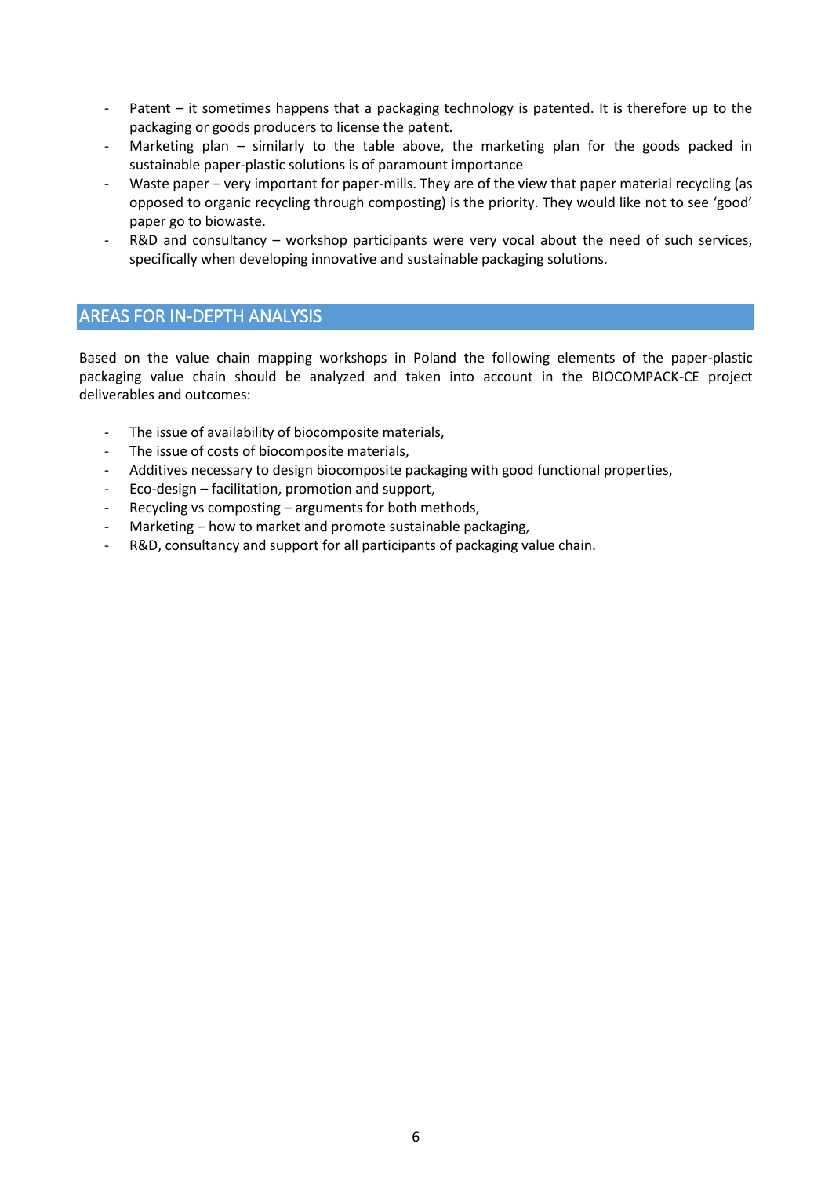- Patent – it sometimes happens that a packaging technology is patented. It is therefore up to the packaging or goods producers to license the patent.
- Marketing plan – similarly to the table above, the marketing plan for the goods packed in sustainable paper-plastic solutions is of paramount importance
- Waste paper – very important for paper-mills. They are of the view that paper material recycling (as opposed to organic recycling through composting) is the priority. They would like not to see 'good' paper go to biowaste.
- R&D and consultancy – workshop participants were very vocal about the need of such services, specifically when developing innovative and sustainable packaging solutions.

## AREAS FOR IN-DEPTH ANALYSIS

Based on the value chain mapping workshops in Poland the following elements of the paper-plastic packaging value chain should be analyzed and taken into account in the BIOCOMPACK-CE project deliverables and outcomes:

- The issue of availability of biocomposite materials,
- The issue of costs of biocomposite materials,
- Additives necessary to design biocomposite packaging with good functional properties,
- Eco-design – facilitation, promotion and support,
- Recycling vs composting – arguments for both methods,
- Marketing – how to market and promote sustainable packaging,
- R&D, consultancy and support for all participants of packaging value chain.